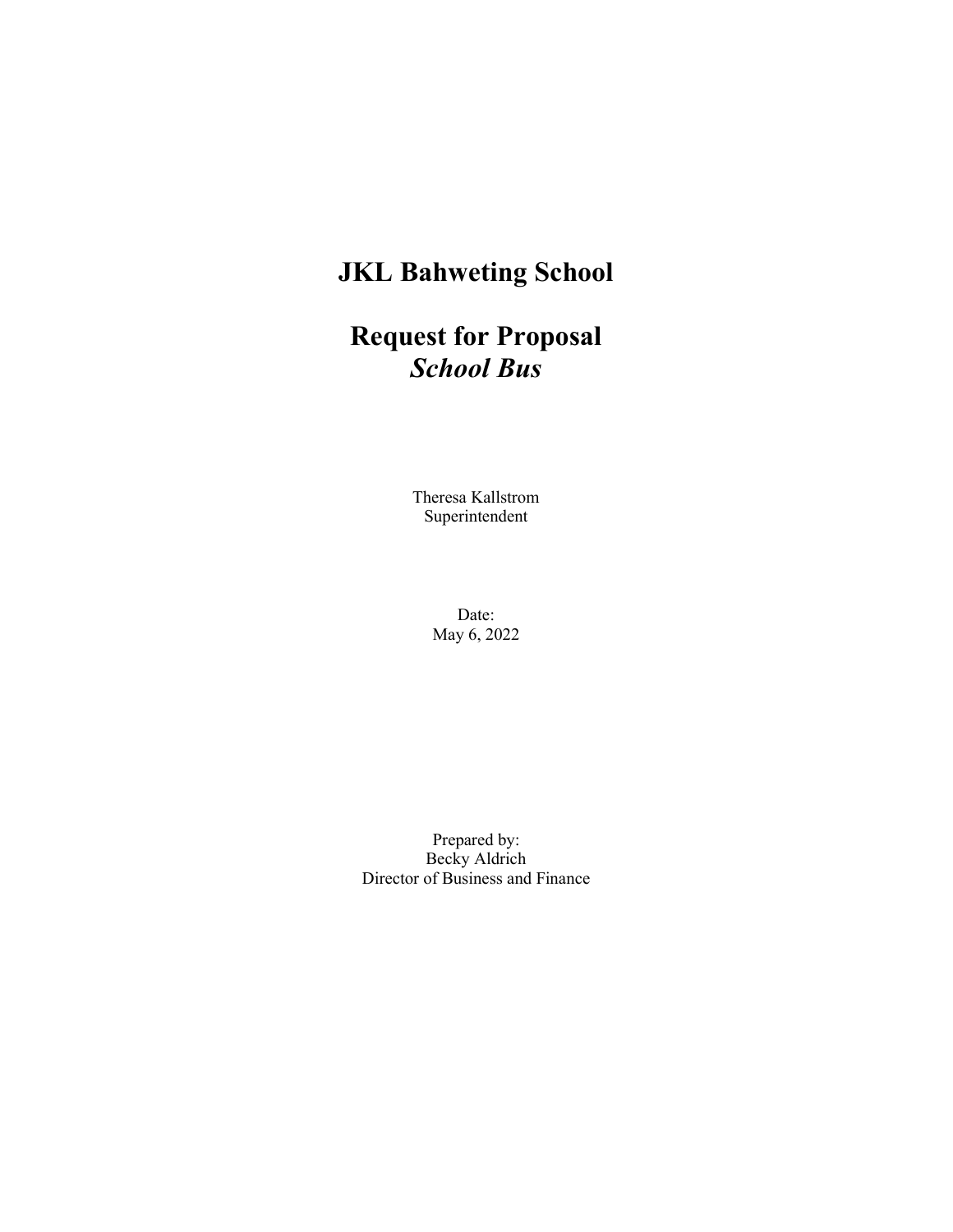# JKL Bahweting School

# Request for Proposal
# *School Bus*

Theresa Kallstrom
Superintendent

Date:
May 6, 2022

Prepared by:
Becky Aldrich
Director of Business and Finance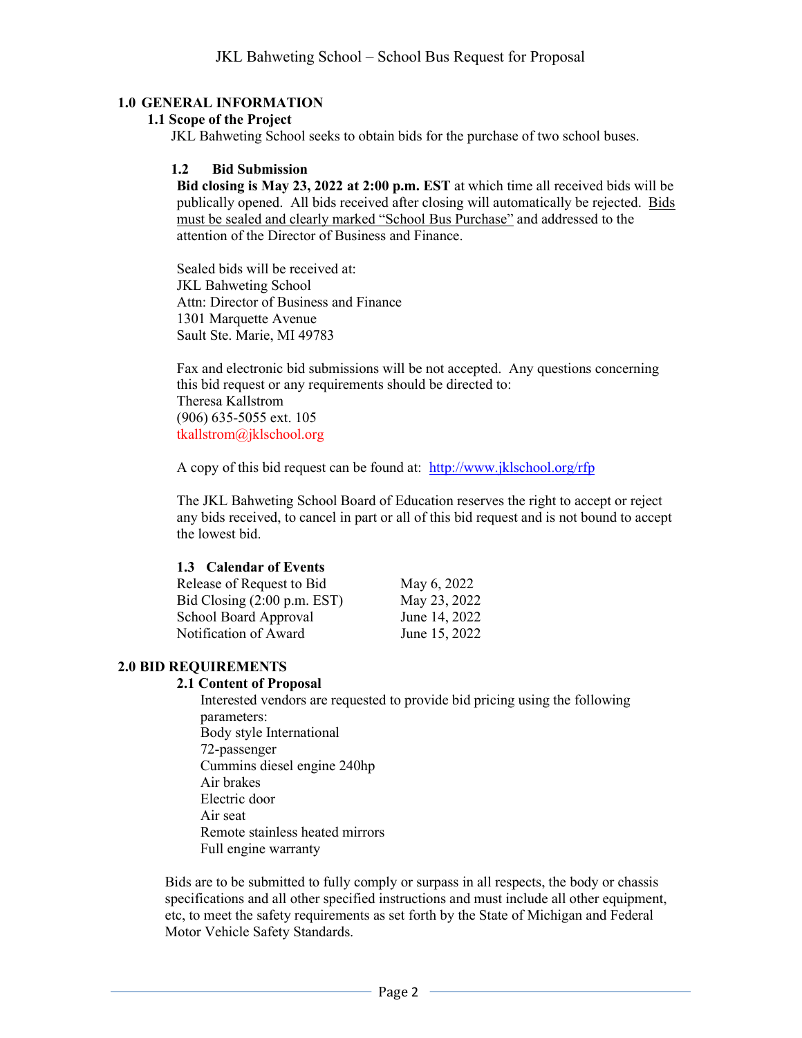## 1.0 GENERAL INFORMATION

### 1.1 Scope of the Project

JKL Bahweting School seeks to obtain bids for the purchase of two school buses.

### 1.2 Bid Submission

**Bid closing is May 23, 2022 at 2:00 p.m. EST** at which time all received bids will be publically opened. All bids received after closing will automatically be rejected. Bids must be sealed and clearly marked "School Bus Purchase" and addressed to the attention of the Director of Business and Finance.

Sealed bids will be received at:
JKL Bahweting School
Attn: Director of Business and Finance
1301 Marquette Avenue
Sault Ste. Marie, MI 49783

Fax and electronic bid submissions will be not accepted. Any questions concerning this bid request or any requirements should be directed to:
Theresa Kallstrom
(906) 635-5055 ext. 105
tkallstrom@jklschool.org

A copy of this bid request can be found at: http://www.jklschool.org/rfp

The JKL Bahweting School Board of Education reserves the right to accept or reject any bids received, to cancel in part or all of this bid request and is not bound to accept the lowest bid.

### 1.3 Calendar of Events

| | |
|---|---|
| Release of Request to Bid | May 6, 2022 |
| Bid Closing (2:00 p.m. EST) | May 23, 2022 |
| School Board Approval | June 14, 2022 |
| Notification of Award | June 15, 2022 |

## 2.0 BID REQUIREMENTS

### 2.1 Content of Proposal

Interested vendors are requested to provide bid pricing using the following parameters:
Body style International
72-passenger
Cummins diesel engine 240hp
Air brakes
Electric door
Air seat
Remote stainless heated mirrors
Full engine warranty

Bids are to be submitted to fully comply or surpass in all respects, the body or chassis specifications and all other specified instructions and must include all other equipment, etc, to meet the safety requirements as set forth by the State of Michigan and Federal Motor Vehicle Safety Standards.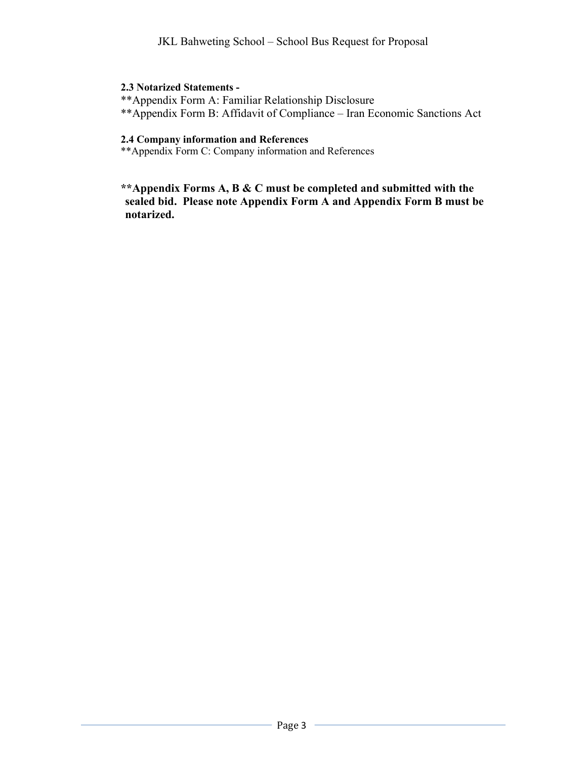**2.3 Notarized Statements -**

**Appendix Form A: Familiar Relationship Disclosure

**Appendix Form B: Affidavit of Compliance – Iran Economic Sanctions Act

**2.4 Company information and References**

**Appendix Form C: Company information and References

****Appendix Forms A, B & C must be completed and submitted with the sealed bid. Please note Appendix Form A and Appendix Form B must be notarized.**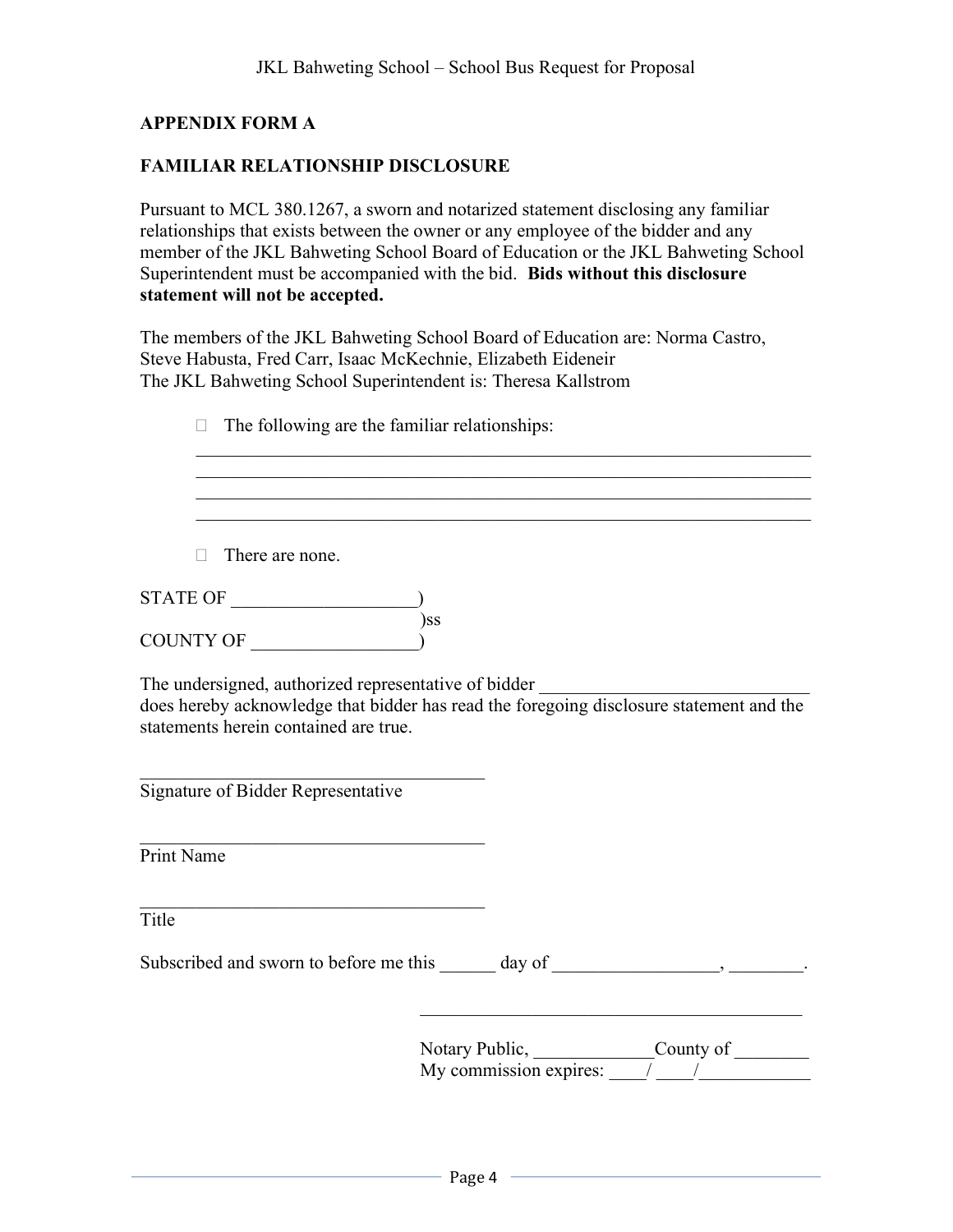## APPENDIX FORM A

## FAMILIAR RELATIONSHIP DISCLOSURE

Pursuant to MCL 380.1267, a sworn and notarized statement disclosing any familiar relationships that exists between the owner or any employee of the bidder and any member of the JKL Bahweting School Board of Education or the JKL Bahweting School Superintendent must be accompanied with the bid. **Bids without this disclosure statement will not be accepted.**

The members of the JKL Bahweting School Board of Education are: Norma Castro, Steve Habusta, Fred Carr, Isaac McKechnie, Elizabeth Eideneir
The JKL Bahweting School Superintendent is: Theresa Kallstrom

- ☐ The following are the familiar relationships:
  ____________________________________________________________________
  ____________________________________________________________________
  ____________________________________________________________________
  ____________________________________________________________________

- ☐ There are none.

STATE OF ____________________)
)ss
COUNTY OF __________________)

The undersigned, authorized representative of bidder _____________________________ does hereby acknowledge that bidder has read the foregoing disclosure statement and the statements herein contained are true.

_____________________________________
Signature of Bidder Representative

_____________________________________
Print Name

_____________________________________
Title

Subscribed and sworn to before me this ______ day of __________________, ________.

__________________________________________
Notary Public, _____________County of ________
My commission expires: ____/ ____/____________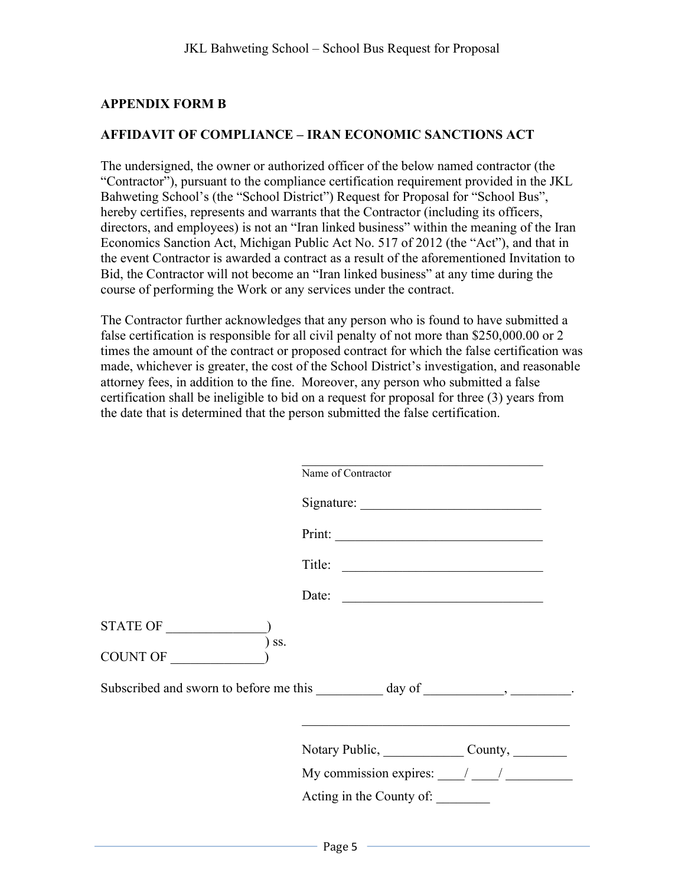## APPENDIX FORM B

## AFFIDAVIT OF COMPLIANCE – IRAN ECONOMIC SANCTIONS ACT

The undersigned, the owner or authorized officer of the below named contractor (the "Contractor"), pursuant to the compliance certification requirement provided in the JKL Bahweting School's (the "School District") Request for Proposal for "School Bus", hereby certifies, represents and warrants that the Contractor (including its officers, directors, and employees) is not an "Iran linked business" within the meaning of the Iran Economics Sanction Act, Michigan Public Act No. 517 of 2012 (the "Act"), and that in the event Contractor is awarded a contract as a result of the aforementioned Invitation to Bid, the Contractor will not become an "Iran linked business" at any time during the course of performing the Work or any services under the contract.

The Contractor further acknowledges that any person who is found to have submitted a false certification is responsible for all civil penalty of not more than $250,000.00 or 2 times the amount of the contract or proposed contract for which the false certification was made, whichever is greater, the cost of the School District's investigation, and reasonable attorney fees, in addition to the fine. Moreover, any person who submitted a false certification shall be ineligible to bid on a request for proposal for three (3) years from the date that is determined that the person submitted the false certification.

______________________________________
Name of Contractor

Signature: ___________________________

Print: _______________________________

Title: _______________________________

Date: _______________________________

STATE OF _______________)
) ss.
COUNT OF ______________)

Subscribed and sworn to before me this __________ day of ____________, _________.

________________________________________

Notary Public, ____________ County, ________

My commission expires: ____/ ____/ __________

Acting in the County of: ________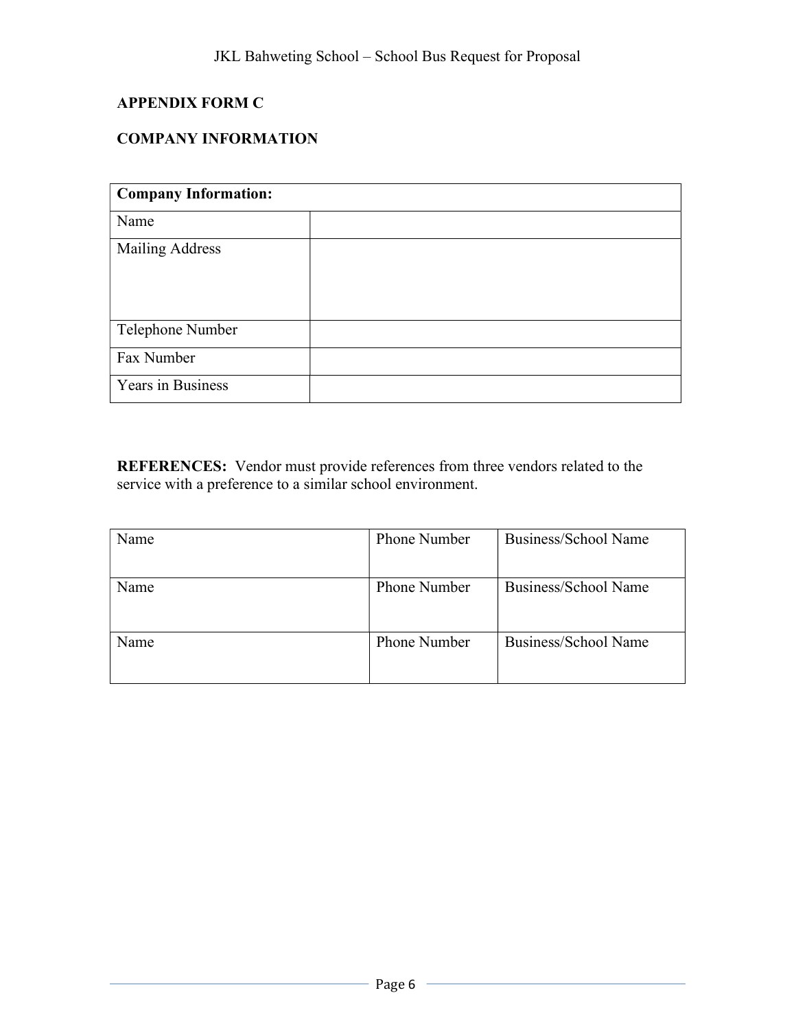**APPENDIX FORM C**

**COMPANY INFORMATION**

| **Company Information:** | |
|---|---|
| Name | |
| Mailing Address | |
| Telephone Number | |
| Fax Number | |
| Years in Business | |

**REFERENCES:** Vendor must provide references from three vendors related to the service with a preference to a similar school environment.

| | | |
|---|---|---|
| Name | Phone Number | Business/School Name |
| Name | Phone Number | Business/School Name |
| Name | Phone Number | Business/School Name |